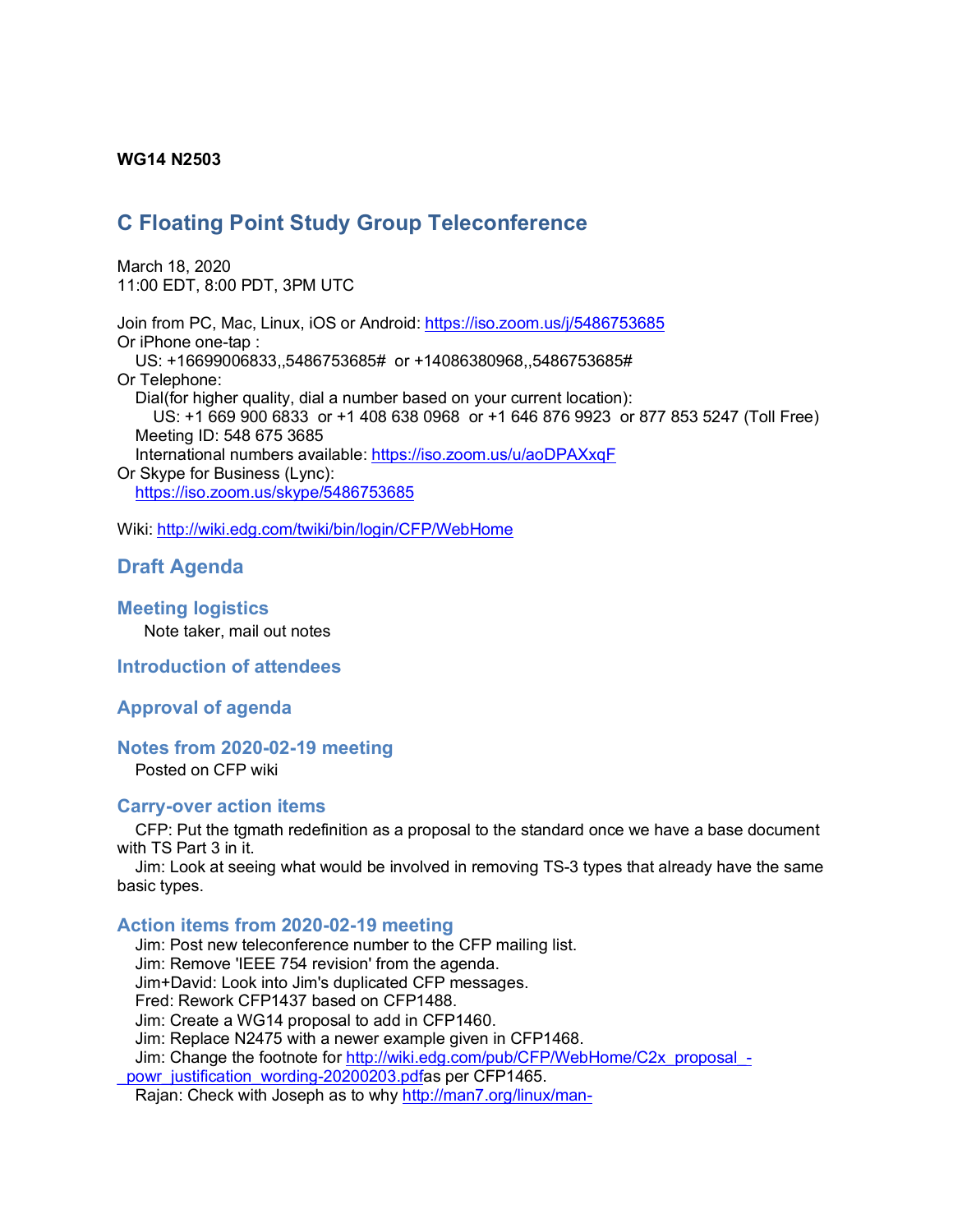**WG14 N2503**

# C Floating Point Study Group Teleconference

March 18, 2020
11:00 EDT, 8:00 PDT, 3PM UTC

Join from PC, Mac, Linux, iOS or Android: https://iso.zoom.us/j/5486753685
Or iPhone one-tap :
 US: +16699006833,,5486753685# or +14086380968,,5486753685#
Or Telephone:
 Dial(for higher quality, dial a number based on your current location):
  US: +1 669 900 6833 or +1 408 638 0968 or +1 646 876 9923 or 877 853 5247 (Toll Free)
 Meeting ID: 548 675 3685
 International numbers available: https://iso.zoom.us/u/aoDPAXxqF
Or Skype for Business (Lync):
 https://iso.zoom.us/skype/5486753685

Wiki: http://wiki.edg.com/twiki/bin/login/CFP/WebHome

## Draft Agenda

### Meeting logistics

Note taker, mail out notes

### Introduction of attendees

### Approval of agenda

### Notes from 2020-02-19 meeting

Posted on CFP wiki

### Carry-over action items

CFP: Put the tgmath redefinition as a proposal to the standard once we have a base document with TS Part 3 in it.
Jim: Look at seeing what would be involved in removing TS-3 types that already have the same basic types.

### Action items from 2020-02-19 meeting

Jim: Post new teleconference number to the CFP mailing list.
Jim: Remove 'IEEE 754 revision' from the agenda.
Jim+David: Look into Jim's duplicated CFP messages.
Fred: Rework CFP1437 based on CFP1488.
Jim: Create a WG14 proposal to add in CFP1460.
Jim: Replace N2475 with a newer example given in CFP1468.
Jim: Change the footnote for http://wiki.edg.com/pub/CFP/WebHome/C2x_proposal_-_powr_justification_wording-20200203.pdfas per CFP1465.
Rajan: Check with Joseph as to why http://man7.org/linux/man-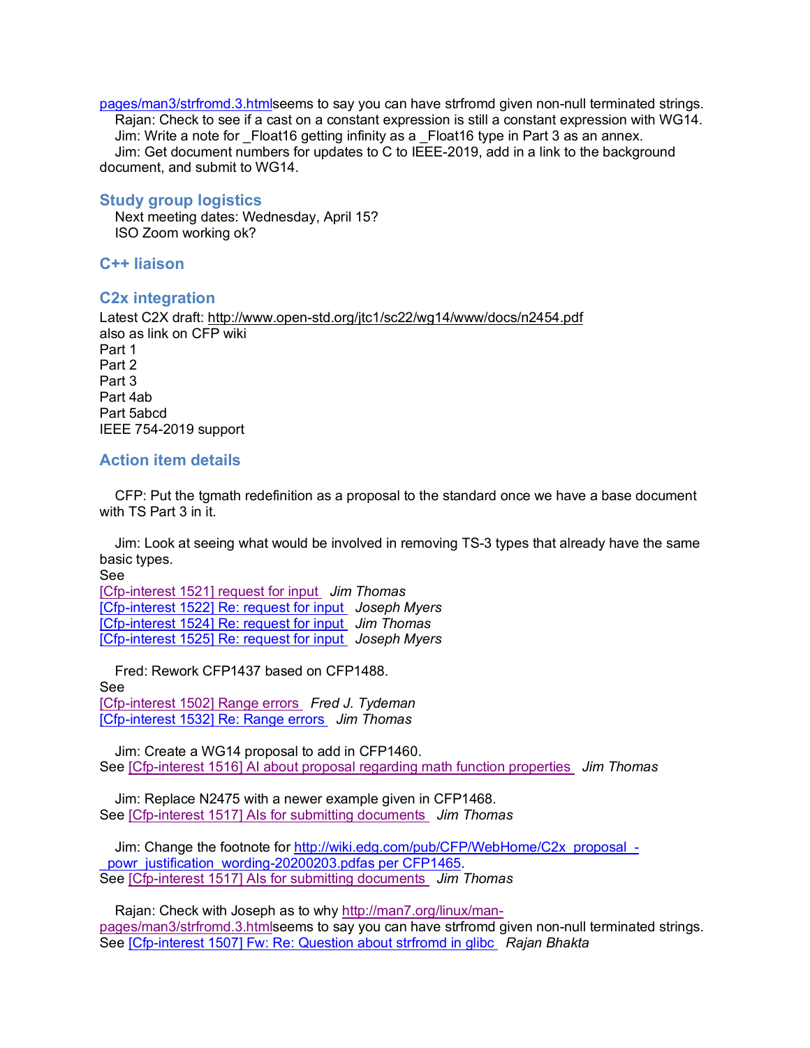pages/man3/strfromd.3.htmlseems to say you can have strfromd given non-null terminated strings.
Rajan: Check to see if a cast on a constant expression is still a constant expression with WG14.
Jim: Write a note for _Float16 getting infinity as a _Float16 type in Part 3 as an annex.
Jim: Get document numbers for updates to C to IEEE-2019, add in a link to the background document, and submit to WG14.

## Study group logistics

Next meeting dates: Wednesday, April 15?
ISO Zoom working ok?

## C++ liaison

## C2x integration

Latest C2X draft: http://www.open-std.org/jtc1/sc22/wg14/www/docs/n2454.pdf
also as link on CFP wiki
Part 1
Part 2
Part 3
Part 4ab
Part 5abcd
IEEE 754-2019 support

## Action item details

CFP: Put the tgmath redefinition as a proposal to the standard once we have a base document with TS Part 3 in it.

Jim: Look at seeing what would be involved in removing TS-3 types that already have the same basic types.
See
[Cfp-interest 1521] request for input *Jim Thomas*
[Cfp-interest 1522] Re: request for input *Joseph Myers*
[Cfp-interest 1524] Re: request for input *Jim Thomas*
[Cfp-interest 1525] Re: request for input *Joseph Myers*

Fred: Rework CFP1437 based on CFP1488.
See
[Cfp-interest 1502] Range errors *Fred J. Tydeman*
[Cfp-interest 1532] Re: Range errors *Jim Thomas*

Jim: Create a WG14 proposal to add in CFP1460.
See [Cfp-interest 1516] AI about proposal regarding math function properties *Jim Thomas*

Jim: Replace N2475 with a newer example given in CFP1468.
See [Cfp-interest 1517] AIs for submitting documents *Jim Thomas*

Jim: Change the footnote for http://wiki.edg.com/pub/CFP/WebHome/C2x_proposal_-_powr_justification_wording-20200203.pdfas per CFP1465.
See [Cfp-interest 1517] AIs for submitting documents *Jim Thomas*

Rajan: Check with Joseph as to why http://man7.org/linux/man-pages/man3/strfromd.3.htmlseems to say you can have strfromd given non-null terminated strings.
See [Cfp-interest 1507] Fw: Re: Question about strfromd in glibc *Rajan Bhakta*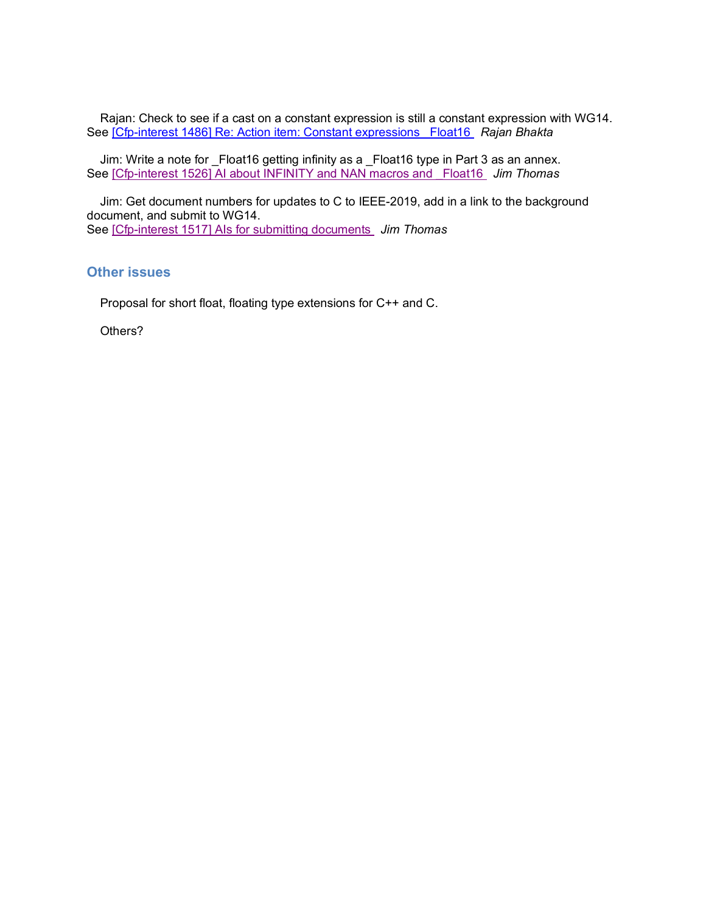Rajan: Check to see if a cast on a constant expression is still a constant expression with WG14.
See [Cfp-interest 1486] Re: Action item: Constant expressions _Float16 *Rajan Bhakta*

Jim: Write a note for _Float16 getting infinity as a _Float16 type in Part 3 as an annex.
See [Cfp-interest 1526] AI about INFINITY and NAN macros and _Float16 *Jim Thomas*

Jim: Get document numbers for updates to C to IEEE-2019, add in a link to the background document, and submit to WG14.
See [Cfp-interest 1517] AIs for submitting documents *Jim Thomas*

## Other issues

Proposal for short float, floating type extensions for C++ and C.

Others?